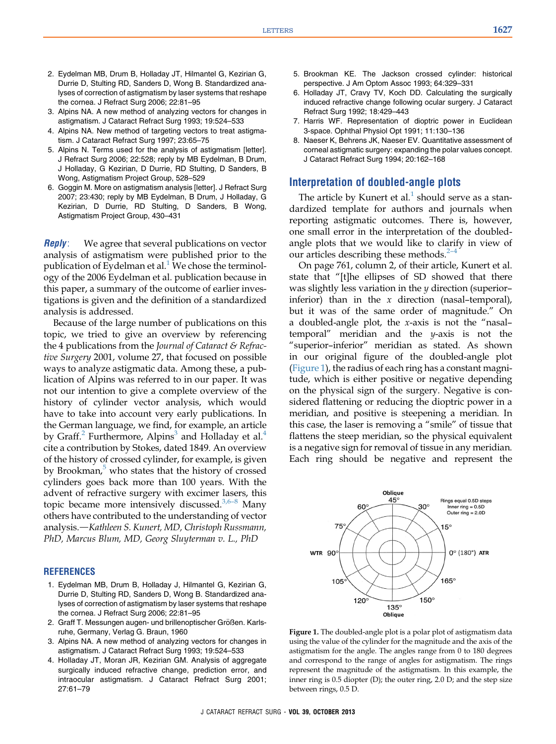2. Eydelman MB, Drum B, Holladay JT, Hilmantel G, Kezirian G, Durrie D, Stulting RD, Sanders D, Wong B. Standardized analyses of correction of astigmatism by laser systems that reshape the cornea. J Refract Surg 2006; 22:81–95
3. Alpins NA. A new method of analyzing vectors for changes in astigmatism. J Cataract Refract Surg 1993; 19:524–533
4. Alpins NA. New method of targeting vectors to treat astigmatism. J Cataract Refract Surg 1997; 23:65–75
5. Alpins N. Terms used for the analysis of astigmatism [letter]. J Refract Surg 2006; 22:528; reply by MB Eydelman, B Drum, J Holladay, G Kezirian, D Durrie, RD Stulting, D Sanders, B Wong, Astigmatism Project Group, 528–529
6. Goggin M. More on astigmatism analysis [letter]. J Refract Surg 2007; 23:430; reply by MB Eydelman, B Drum, J Holladay, G Kezirian, D Durrie, RD Stulting, D Sanders, B Wong, Astigmatism Project Group, 430–431

***Reply***: We agree that several publications on vector analysis of astigmatism were published prior to the publication of Eydelman et al.[1] We chose the terminology of the 2006 Eydelman et al. publication because in this paper, a summary of the outcome of earlier investigations is given and the definition of a standardized analysis is addressed.

Because of the large number of publications on this topic, we tried to give an overview by referencing the 4 publications from the *Journal of Cataract & Refractive Surgery* 2001, volume 27, that focused on possible ways to analyze astigmatic data. Among these, a publication of Alpins was referred to in our paper. It was not our intention to give a complete overview of the history of cylinder vector analysis, which would have to take into account very early publications. In the German language, we find, for example, an article by Graff.[2] Furthermore, Alpins[3] and Holladay et al.[4] cite a contribution by Stokes, dated 1849. An overview of the history of crossed cylinder, for example, is given by Brookman,[5] who states that the history of crossed cylinders goes back more than 100 years. With the advent of refractive surgery with excimer lasers, this topic became more intensively discussed.[3,6–8] Many others have contributed to the understanding of vector analysis.—*Kathleen S. Kunert, MD, Christoph Russmann, PhD, Marcus Blum, MD, Georg Sluyterman v. L., PhD*

## REFERENCES

1. Eydelman MB, Drum B, Holladay J, Hilmantel G, Kezirian G, Durrie D, Stulting RD, Sanders D, Wong B. Standardized analyses of correction of astigmatism by laser systems that reshape the cornea. J Refract Surg 2006; 22:81–95
2. Graff T. Messungen augen- und brillenoptischer Größen. Karlsruhe, Germany, Verlag G. Braun, 1960
3. Alpins NA. A new method of analyzing vectors for changes in astigmatism. J Cataract Refract Surg 1993; 19:524–533
4. Holladay JT, Moran JR, Kezirian GM. Analysis of aggregate surgically induced refractive change, prediction error, and intraocular astigmatism. J Cataract Refract Surg 2001; 27:61–79
5. Brookman KE. The Jackson crossed cylinder: historical perspective. J Am Optom Assoc 1993; 64:329–331
6. Holladay JT, Cravy TV, Koch DD. Calculating the surgically induced refractive change following ocular surgery. J Cataract Refract Surg 1992; 18:429–443
7. Harris WF. Representation of dioptric power in Euclidean 3-space. Ophthal Physiol Opt 1991; 11:130–136
8. Naeser K, Behrens JK, Naeser EV. Quantitative assessment of corneal astigmatic surgery: expanding the polar values concept. J Cataract Refract Surg 1994; 20:162–168

## Interpretation of doubled-angle plots

The article by Kunert et al.[1] should serve as a standardized template for authors and journals when reporting astigmatic outcomes. There is, however, one small error in the interpretation of the doubled-angle plots that we would like to clarify in view of our articles describing these methods.[2–4]

On page 761, column 2, of their article, Kunert et al. state that "[t]he ellipses of SD showed that there was slightly less variation in the *y* direction (superior–inferior) than in the *x* direction (nasal–temporal), but it was of the same order of magnitude." On a doubled-angle plot, the *x*-axis is not the "nasal–temporal" meridian and the *y*-axis is not the "superior–inferior" meridian as stated. As shown in our original figure of the doubled-angle plot (Figure 1), the radius of each ring has a constant magnitude, which is either positive or negative depending on the physical sign of the surgery. Negative is considered flattening or reducing the dioptric power in a meridian, and positive is steepening a meridian. In this case, the laser is removing a "smile" of tissue that flattens the steep meridian, so the physical equivalent is a negative sign for removal of tissue in any meridian. Each ring should be negative and represent the

Oblique 45°, 30°, 15°, 0° (180°) ATR, 165°, 150°, 135° Oblique, 120°, 105°, WTR 90°, 75°, 60°

Rings equal 0.5D steps
Inner ring = 0.5D
Outer ring = 2.0D

**Figure 1.** The doubled-angle plot is a polar plot of astigmatism data using the value of the cylinder for the magnitude and the axis of the astigmatism for the angle. The angles range from 0 to 180 degrees and correspond to the range of angles for astigmatism. The rings represent the magnitude of the astigmatism. In this example, the inner ring is 0.5 diopter (D); the outer ring, 2.0 D; and the step size between rings, 0.5 D.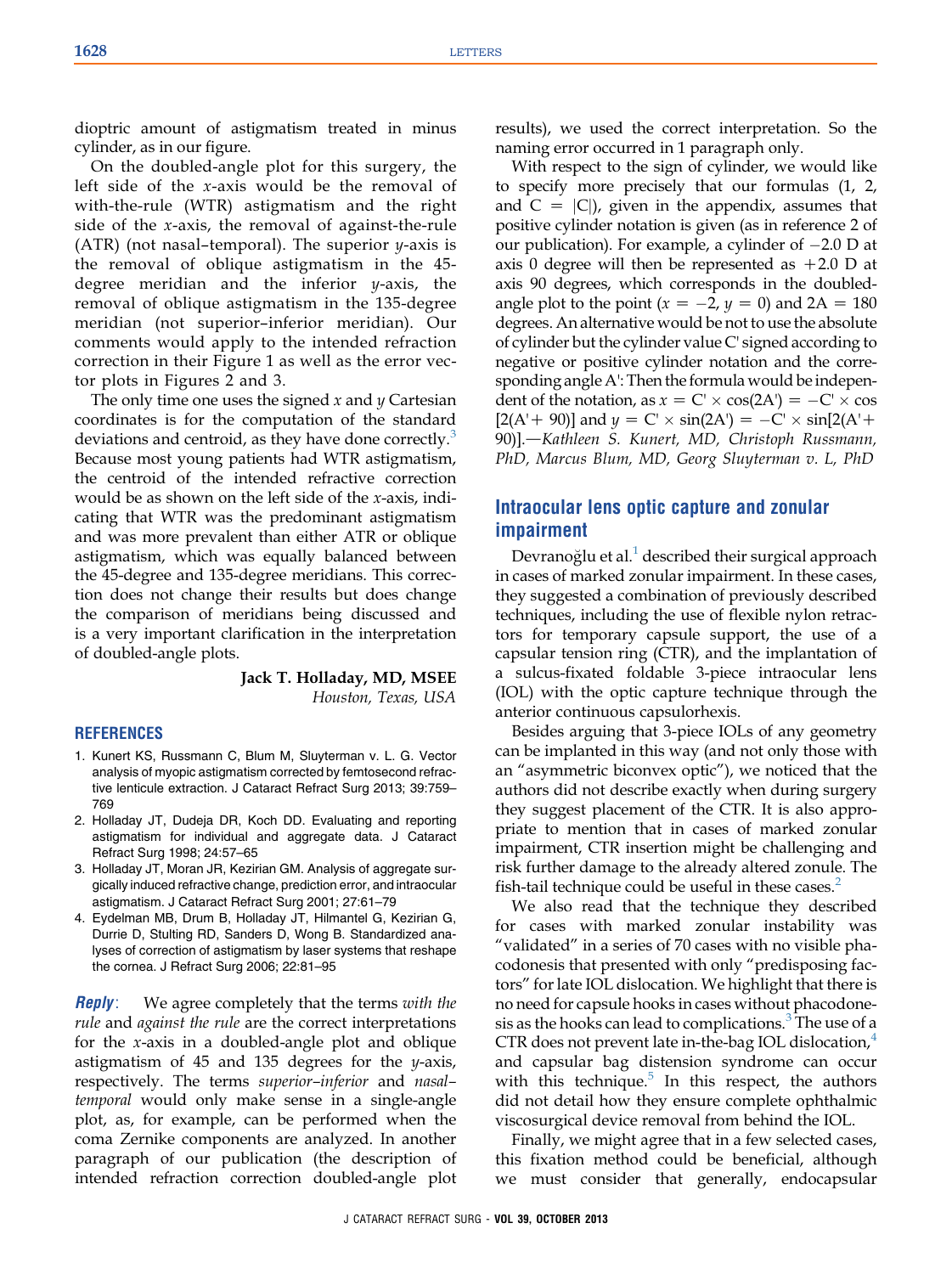dioptric amount of astigmatism treated in minus cylinder, as in our figure.

On the doubled-angle plot for this surgery, the left side of the $x$-axis would be the removal of with-the-rule (WTR) astigmatism and the right side of the $x$-axis, the removal of against-the-rule (ATR) (not nasal–temporal). The superior $y$-axis is the removal of oblique astigmatism in the 45-degree meridian and the inferior $y$-axis, the removal of oblique astigmatism in the 135-degree meridian (not superior–inferior meridian). Our comments would apply to the intended refraction correction in their Figure 1 as well as the error vector plots in Figures 2 and 3.

The only time one uses the signed $x$ and $y$ Cartesian coordinates is for the computation of the standard deviations and centroid, as they have done correctly.[3] Because most young patients had WTR astigmatism, the centroid of the intended refractive correction would be as shown on the left side of the $x$-axis, indicating that WTR was the predominant astigmatism and was more prevalent than either ATR or oblique astigmatism, which was equally balanced between the 45-degree and 135-degree meridians. This correction does not change their results but does change the comparison of meridians being discussed and is a very important clarification in the interpretation of doubled-angle plots.

**Jack T. Holladay, MD, MSEE**
*Houston, Texas, USA*

## REFERENCES

1. Kunert KS, Russmann C, Blum M, Sluyterman v. L. G. Vector analysis of myopic astigmatism corrected by femtosecond refractive lenticule extraction. J Cataract Refract Surg 2013; 39:759–769
2. Holladay JT, Dudeja DR, Koch DD. Evaluating and reporting astigmatism for individual and aggregate data. J Cataract Refract Surg 1998; 24:57–65
3. Holladay JT, Moran JR, Kezirian GM. Analysis of aggregate surgically induced refractive change, prediction error, and intraocular astigmatism. J Cataract Refract Surg 2001; 27:61–79
4. Eydelman MB, Drum B, Holladay JT, Hilmantel G, Kezirian G, Durrie D, Stulting RD, Sanders D, Wong B. Standardized analyses of correction of astigmatism by laser systems that reshape the cornea. J Refract Surg 2006; 22:81–95

***Reply***: We agree completely that the terms *with the rule* and *against the rule* are the correct interpretations for the $x$-axis in a doubled-angle plot and oblique astigmatism of 45 and 135 degrees for the $y$-axis, respectively. The terms *superior–inferior* and *nasal–temporal* would only make sense in a single-angle plot, as, for example, can be performed when the coma Zernike components are analyzed. In another paragraph of our publication (the description of intended refraction correction doubled-angle plot results), we used the correct interpretation. So the naming error occurred in 1 paragraph only.

With respect to the sign of cylinder, we would like to specify more precisely that our formulas (1, 2, and $C = |C|$), given in the appendix, assumes that positive cylinder notation is given (as in reference 2 of our publication). For example, a cylinder of $-2.0$ D at axis 0 degree will then be represented as $+2.0$ D at axis 90 degrees, which corresponds in the doubled-angle plot to the point ($x = -2$, $y = 0$) and $2A = 180$ degrees. An alternative would be not to use the absolute of cylinder but the cylinder value C' signed according to negative or positive cylinder notation and the corresponding angle A': Then the formula would be independent of the notation, as $x = C' \times \cos(2A') = -C' \times \cos[2(A' + 90)]$ and $y = C' \times \sin(2A') = -C' \times \sin[2(A' + 90)]$.—*Kathleen S. Kunert, MD, Christoph Russmann, PhD, Marcus Blum, MD, Georg Sluyterman v. L, PhD*

## Intraocular lens optic capture and zonular impairment

Devranoğlu et al.[1] described their surgical approach in cases of marked zonular impairment. In these cases, they suggested a combination of previously described techniques, including the use of flexible nylon retractors for temporary capsule support, the use of a capsular tension ring (CTR), and the implantation of a sulcus-fixated foldable 3-piece intraocular lens (IOL) with the optic capture technique through the anterior continuous capsulorhexis.

Besides arguing that 3-piece IOLs of any geometry can be implanted in this way (and not only those with an "asymmetric biconvex optic"), we noticed that the authors did not describe exactly when during surgery they suggest placement of the CTR. It is also appropriate to mention that in cases of marked zonular impairment, CTR insertion might be challenging and risk further damage to the already altered zonule. The fish-tail technique could be useful in these cases.[2]

We also read that the technique they described for cases with marked zonular instability was "validated" in a series of 70 cases with no visible phacodonesis that presented with only "predisposing factors" for late IOL dislocation. We highlight that there is no need for capsule hooks in cases without phacodonesis as the hooks can lead to complications.[3] The use of a CTR does not prevent late in-the-bag IOL dislocation,[4] and capsular bag distension syndrome can occur with this technique.[5] In this respect, the authors did not detail how they ensure complete ophthalmic viscosurgical device removal from behind the IOL.

Finally, we might agree that in a few selected cases, this fixation method could be beneficial, although we must consider that generally, endocapsular